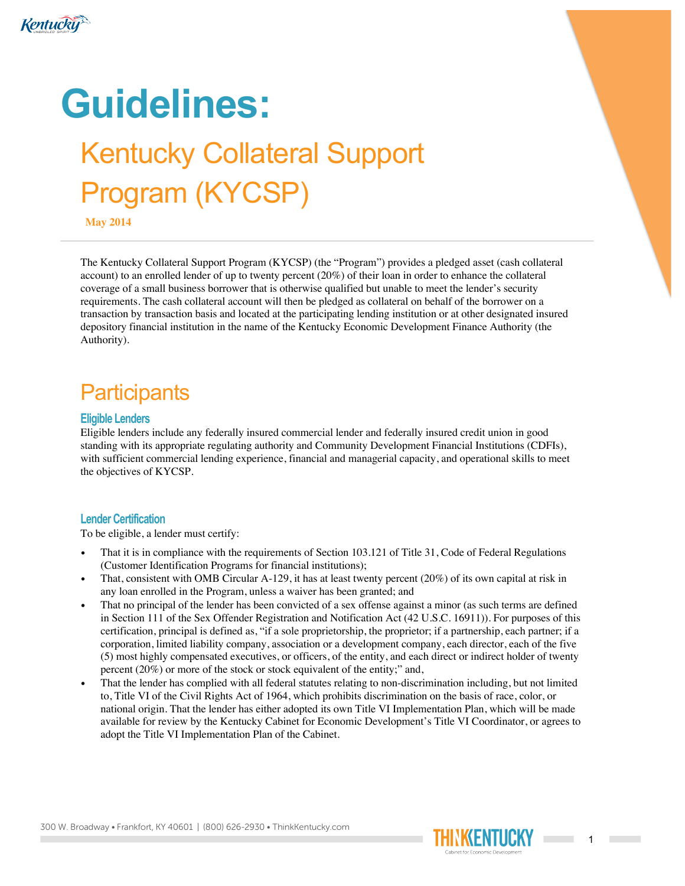# Guidelines:

## Kentucky Collateral Support Program (KYCSP)

**May 2014**

The Kentucky Collateral Support Program (KYCSP) (the "Program") provides a pledged asset (cash collateral account) to an enrolled lender of up to twenty percent (20%) of their loan in order to enhance the collateral coverage of a small business borrower that is otherwise qualified but unable to meet the lender's security requirements. The cash collateral account will then be pledged as collateral on behalf of the borrower on a transaction by transaction basis and located at the participating lending institution or at other designated insured depository financial institution in the name of the Kentucky Economic Development Finance Authority (the Authority).

## Participants

### Eligible Lenders

Eligible lenders include any federally insured commercial lender and federally insured credit union in good standing with its appropriate regulating authority and Community Development Financial Institutions (CDFIs), with sufficient commercial lending experience, financial and managerial capacity, and operational skills to meet the objectives of KYCSP.

### Lender Certification

To be eligible, a lender must certify:

- That it is in compliance with the requirements of Section 103.121 of Title 31, Code of Federal Regulations (Customer Identification Programs for financial institutions);
- That, consistent with OMB Circular A-129, it has at least twenty percent (20%) of its own capital at risk in any loan enrolled in the Program, unless a waiver has been granted; and
- That no principal of the lender has been convicted of a sex offense against a minor (as such terms are defined in Section 111 of the Sex Offender Registration and Notification Act (42 U.S.C. 16911)). For purposes of this certification, principal is defined as, "if a sole proprietorship, the proprietor; if a partnership, each partner; if a corporation, limited liability company, association or a development company, each director, each of the five (5) most highly compensated executives, or officers, of the entity, and each direct or indirect holder of twenty percent (20%) or more of the stock or stock equivalent of the entity;" and,
- That the lender has complied with all federal statutes relating to non-discrimination including, but not limited to, Title VI of the Civil Rights Act of 1964, which prohibits discrimination on the basis of race, color, or national origin. That the lender has either adopted its own Title VI Implementation Plan, which will be made available for review by the Kentucky Cabinet for Economic Development's Title VI Coordinator, or agrees to adopt the Title VI Implementation Plan of the Cabinet.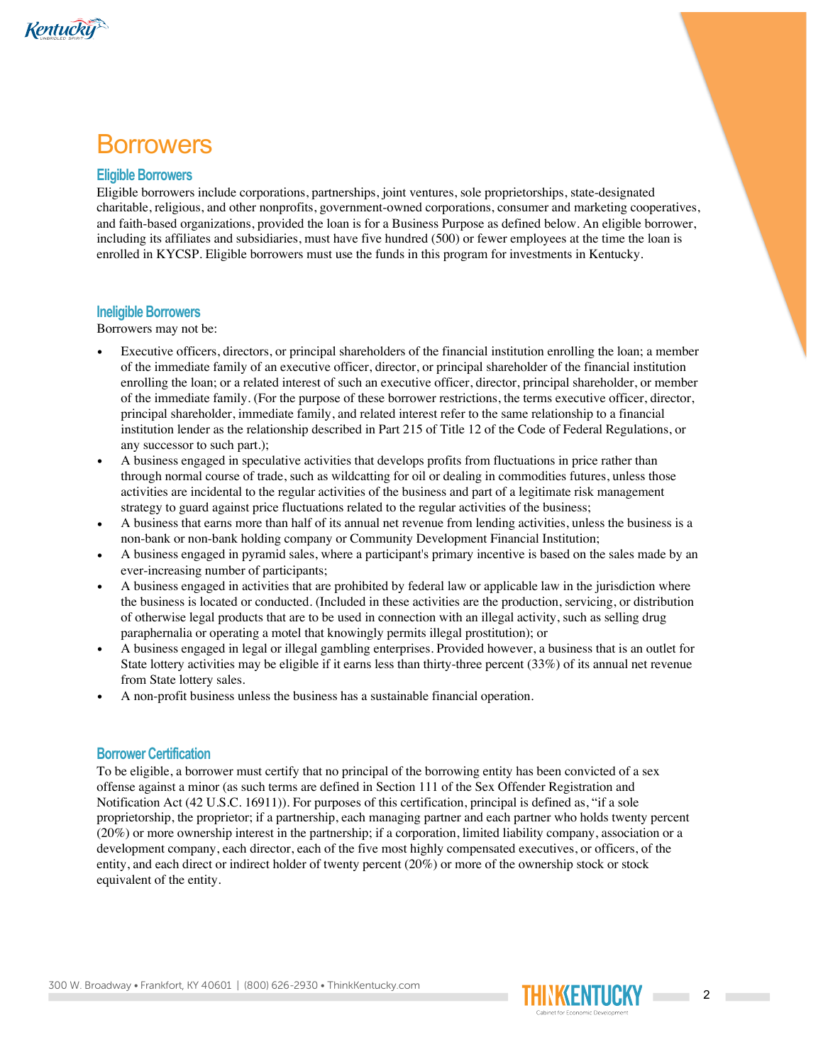# Borrowers

## Eligible Borrowers

Eligible borrowers include corporations, partnerships, joint ventures, sole proprietorships, state-designated charitable, religious, and other nonprofits, government-owned corporations, consumer and marketing cooperatives, and faith-based organizations, provided the loan is for a Business Purpose as defined below. An eligible borrower, including its affiliates and subsidiaries, must have five hundred (500) or fewer employees at the time the loan is enrolled in KYCSP. Eligible borrowers must use the funds in this program for investments in Kentucky.

## Ineligible Borrowers

Borrowers may not be:

- Executive officers, directors, or principal shareholders of the financial institution enrolling the loan; a member of the immediate family of an executive officer, director, or principal shareholder of the financial institution enrolling the loan; or a related interest of such an executive officer, director, principal shareholder, or member of the immediate family. (For the purpose of these borrower restrictions, the terms executive officer, director, principal shareholder, immediate family, and related interest refer to the same relationship to a financial institution lender as the relationship described in Part 215 of Title 12 of the Code of Federal Regulations, or any successor to such part.);
- A business engaged in speculative activities that develops profits from fluctuations in price rather than through normal course of trade, such as wildcatting for oil or dealing in commodities futures, unless those activities are incidental to the regular activities of the business and part of a legitimate risk management strategy to guard against price fluctuations related to the regular activities of the business;
- A business that earns more than half of its annual net revenue from lending activities, unless the business is a non-bank or non-bank holding company or Community Development Financial Institution;
- A business engaged in pyramid sales, where a participant's primary incentive is based on the sales made by an ever-increasing number of participants;
- A business engaged in activities that are prohibited by federal law or applicable law in the jurisdiction where the business is located or conducted. (Included in these activities are the production, servicing, or distribution of otherwise legal products that are to be used in connection with an illegal activity, such as selling drug paraphernalia or operating a motel that knowingly permits illegal prostitution); or
- A business engaged in legal or illegal gambling enterprises. Provided however, a business that is an outlet for State lottery activities may be eligible if it earns less than thirty-three percent (33%) of its annual net revenue from State lottery sales.
- A non-profit business unless the business has a sustainable financial operation.

## Borrower Certification

To be eligible, a borrower must certify that no principal of the borrowing entity has been convicted of a sex offense against a minor (as such terms are defined in Section 111 of the Sex Offender Registration and Notification Act (42 U.S.C. 16911)). For purposes of this certification, principal is defined as, "if a sole proprietorship, the proprietor; if a partnership, each managing partner and each partner who holds twenty percent (20%) or more ownership interest in the partnership; if a corporation, limited liability company, association or a development company, each director, each of the five most highly compensated executives, or officers, of the entity, and each direct or indirect holder of twenty percent (20%) or more of the ownership stock or stock equivalent of the entity.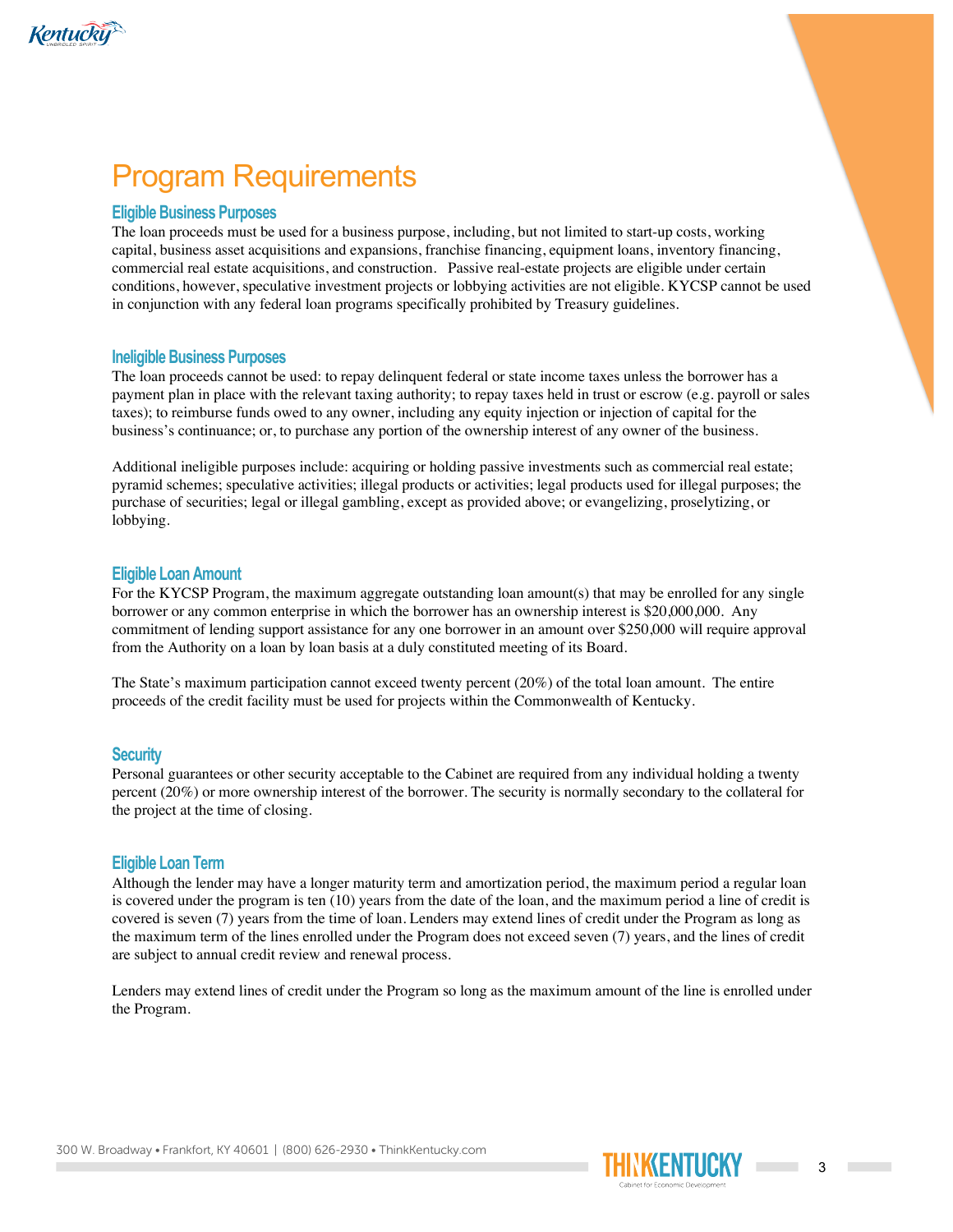# Program Requirements

## Eligible Business Purposes

The loan proceeds must be used for a business purpose, including, but not limited to start-up costs, working capital, business asset acquisitions and expansions, franchise financing, equipment loans, inventory financing, commercial real estate acquisitions, and construction. Passive real-estate projects are eligible under certain conditions, however, speculative investment projects or lobbying activities are not eligible. KYCSP cannot be used in conjunction with any federal loan programs specifically prohibited by Treasury guidelines.

## Ineligible Business Purposes

The loan proceeds cannot be used: to repay delinquent federal or state income taxes unless the borrower has a payment plan in place with the relevant taxing authority; to repay taxes held in trust or escrow (e.g. payroll or sales taxes); to reimburse funds owed to any owner, including any equity injection or injection of capital for the business's continuance; or, to purchase any portion of the ownership interest of any owner of the business.

Additional ineligible purposes include: acquiring or holding passive investments such as commercial real estate; pyramid schemes; speculative activities; illegal products or activities; legal products used for illegal purposes; the purchase of securities; legal or illegal gambling, except as provided above; or evangelizing, proselytizing, or lobbying.

## Eligible Loan Amount

For the KYCSP Program, the maximum aggregate outstanding loan amount(s) that may be enrolled for any single borrower or any common enterprise in which the borrower has an ownership interest is $20,000,000. Any commitment of lending support assistance for any one borrower in an amount over $250,000 will require approval from the Authority on a loan by loan basis at a duly constituted meeting of its Board.

The State's maximum participation cannot exceed twenty percent (20%) of the total loan amount. The entire proceeds of the credit facility must be used for projects within the Commonwealth of Kentucky.

## Security

Personal guarantees or other security acceptable to the Cabinet are required from any individual holding a twenty percent (20%) or more ownership interest of the borrower. The security is normally secondary to the collateral for the project at the time of closing.

## Eligible Loan Term

Although the lender may have a longer maturity term and amortization period, the maximum period a regular loan is covered under the program is ten (10) years from the date of the loan, and the maximum period a line of credit is covered is seven (7) years from the time of loan. Lenders may extend lines of credit under the Program as long as the maximum term of the lines enrolled under the Program does not exceed seven (7) years, and the lines of credit are subject to annual credit review and renewal process.

Lenders may extend lines of credit under the Program so long as the maximum amount of the line is enrolled under the Program.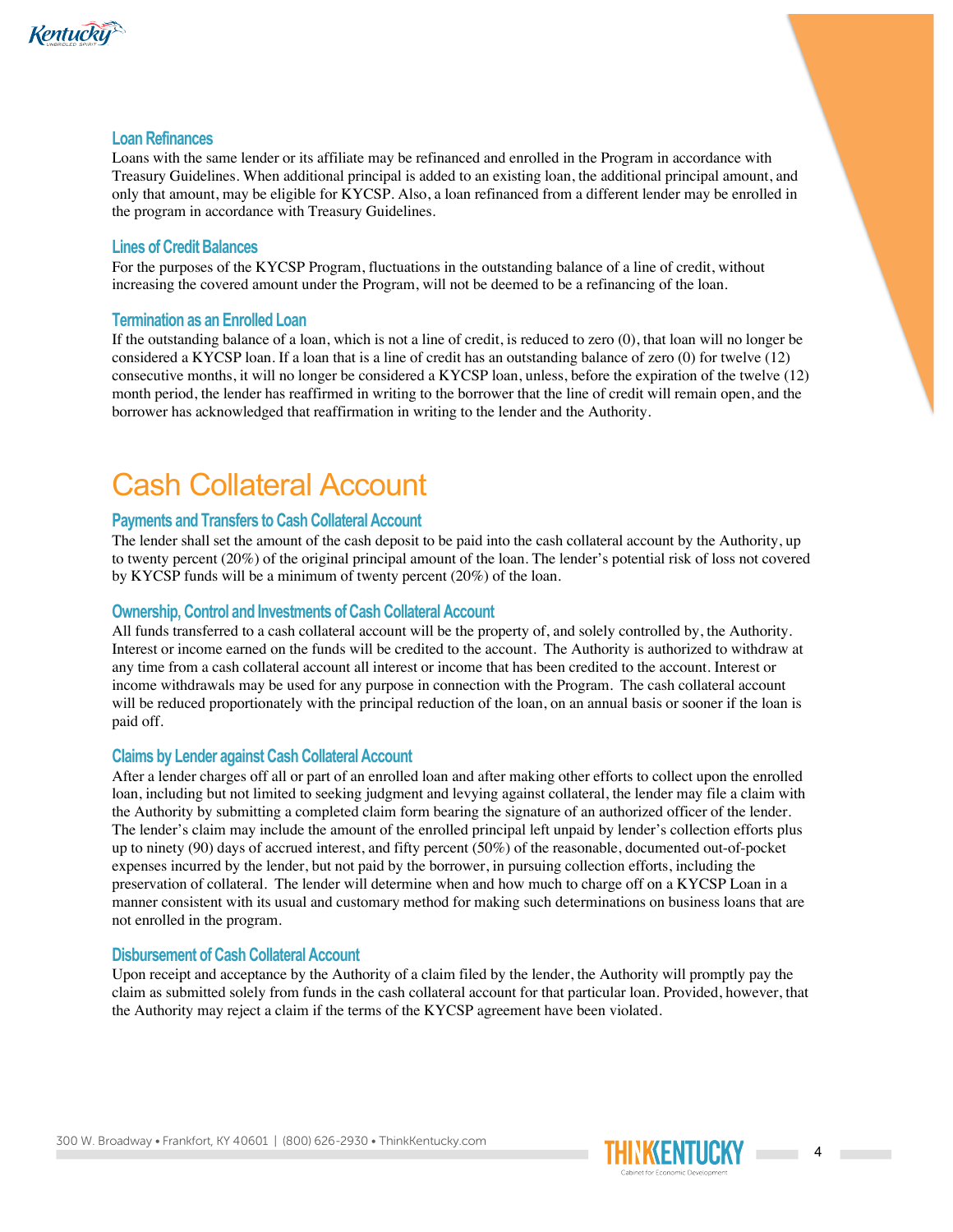### Loan Refinances

Loans with the same lender or its affiliate may be refinanced and enrolled in the Program in accordance with Treasury Guidelines. When additional principal is added to an existing loan, the additional principal amount, and only that amount, may be eligible for KYCSP. Also, a loan refinanced from a different lender may be enrolled in the program in accordance with Treasury Guidelines.

### Lines of Credit Balances

For the purposes of the KYCSP Program, fluctuations in the outstanding balance of a line of credit, without increasing the covered amount under the Program, will not be deemed to be a refinancing of the loan.

### Termination as an Enrolled Loan

If the outstanding balance of a loan, which is not a line of credit, is reduced to zero (0), that loan will no longer be considered a KYCSP loan. If a loan that is a line of credit has an outstanding balance of zero (0) for twelve (12) consecutive months, it will no longer be considered a KYCSP loan, unless, before the expiration of the twelve (12) month period, the lender has reaffirmed in writing to the borrower that the line of credit will remain open, and the borrower has acknowledged that reaffirmation in writing to the lender and the Authority.

## Cash Collateral Account

### Payments and Transfers to Cash Collateral Account

The lender shall set the amount of the cash deposit to be paid into the cash collateral account by the Authority, up to twenty percent (20%) of the original principal amount of the loan. The lender's potential risk of loss not covered by KYCSP funds will be a minimum of twenty percent (20%) of the loan.

### Ownership, Control and Investments of Cash Collateral Account

All funds transferred to a cash collateral account will be the property of, and solely controlled by, the Authority. Interest or income earned on the funds will be credited to the account. The Authority is authorized to withdraw at any time from a cash collateral account all interest or income that has been credited to the account. Interest or income withdrawals may be used for any purpose in connection with the Program. The cash collateral account will be reduced proportionately with the principal reduction of the loan, on an annual basis or sooner if the loan is paid off.

### Claims by Lender against Cash Collateral Account

After a lender charges off all or part of an enrolled loan and after making other efforts to collect upon the enrolled loan, including but not limited to seeking judgment and levying against collateral, the lender may file a claim with the Authority by submitting a completed claim form bearing the signature of an authorized officer of the lender. The lender's claim may include the amount of the enrolled principal left unpaid by lender's collection efforts plus up to ninety (90) days of accrued interest, and fifty percent (50%) of the reasonable, documented out-of-pocket expenses incurred by the lender, but not paid by the borrower, in pursuing collection efforts, including the preservation of collateral. The lender will determine when and how much to charge off on a KYCSP Loan in a manner consistent with its usual and customary method for making such determinations on business loans that are not enrolled in the program.

### Disbursement of Cash Collateral Account

Upon receipt and acceptance by the Authority of a claim filed by the lender, the Authority will promptly pay the claim as submitted solely from funds in the cash collateral account for that particular loan. Provided, however, that the Authority may reject a claim if the terms of the KYCSP agreement have been violated.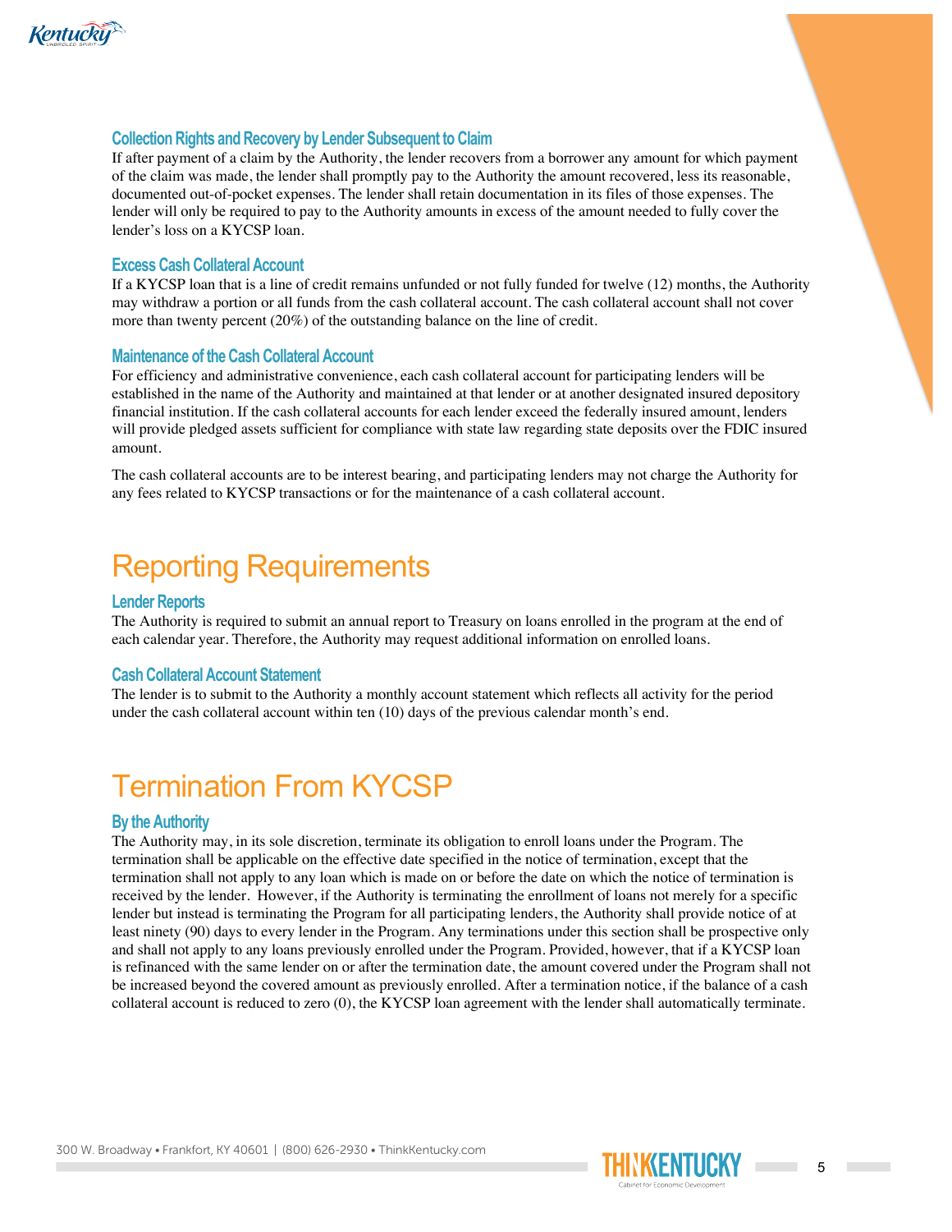### Collection Rights and Recovery by Lender Subsequent to Claim

If after payment of a claim by the Authority, the lender recovers from a borrower any amount for which payment of the claim was made, the lender shall promptly pay to the Authority the amount recovered, less its reasonable, documented out-of-pocket expenses. The lender shall retain documentation in its files of those expenses. The lender will only be required to pay to the Authority amounts in excess of the amount needed to fully cover the lender's loss on a KYCSP loan.

### Excess Cash Collateral Account

If a KYCSP loan that is a line of credit remains unfunded or not fully funded for twelve (12) months, the Authority may withdraw a portion or all funds from the cash collateral account. The cash collateral account shall not cover more than twenty percent (20%) of the outstanding balance on the line of credit.

### Maintenance of the Cash Collateral Account

For efficiency and administrative convenience, each cash collateral account for participating lenders will be established in the name of the Authority and maintained at that lender or at another designated insured depository financial institution. If the cash collateral accounts for each lender exceed the federally insured amount, lenders will provide pledged assets sufficient for compliance with state law regarding state deposits over the FDIC insured amount.

The cash collateral accounts are to be interest bearing, and participating lenders may not charge the Authority for any fees related to KYCSP transactions or for the maintenance of a cash collateral account.

## Reporting Requirements

### Lender Reports

The Authority is required to submit an annual report to Treasury on loans enrolled in the program at the end of each calendar year. Therefore, the Authority may request additional information on enrolled loans.

### Cash Collateral Account Statement

The lender is to submit to the Authority a monthly account statement which reflects all activity for the period under the cash collateral account within ten (10) days of the previous calendar month's end.

## Termination From KYCSP

### By the Authority

The Authority may, in its sole discretion, terminate its obligation to enroll loans under the Program. The termination shall be applicable on the effective date specified in the notice of termination, except that the termination shall not apply to any loan which is made on or before the date on which the notice of termination is received by the lender. However, if the Authority is terminating the enrollment of loans not merely for a specific lender but instead is terminating the Program for all participating lenders, the Authority shall provide notice of at least ninety (90) days to every lender in the Program. Any terminations under this section shall be prospective only and shall not apply to any loans previously enrolled under the Program. Provided, however, that if a KYCSP loan is refinanced with the same lender on or after the termination date, the amount covered under the Program shall not be increased beyond the covered amount as previously enrolled. After a termination notice, if the balance of a cash collateral account is reduced to zero (0), the KYCSP loan agreement with the lender shall automatically terminate.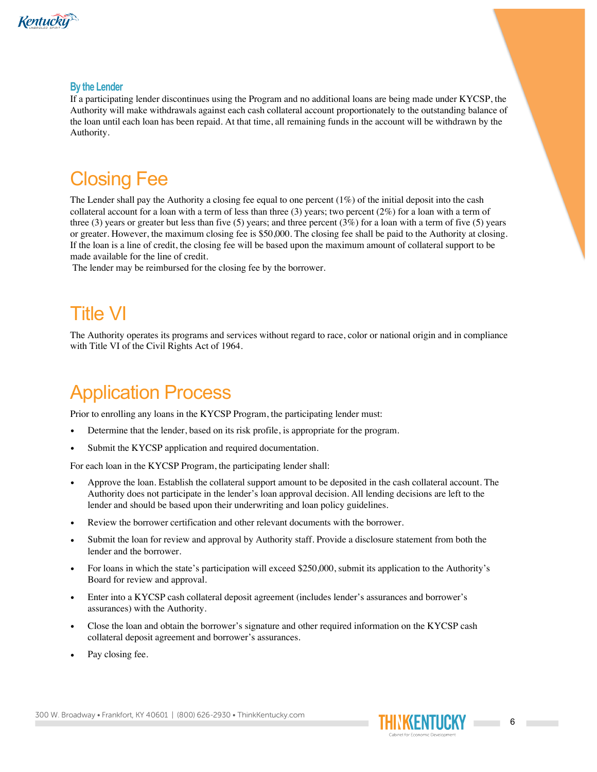### By the Lender

If a participating lender discontinues using the Program and no additional loans are being made under KYCSP, the Authority will make withdrawals against each cash collateral account proportionately to the outstanding balance of the loan until each loan has been repaid. At that time, all remaining funds in the account will be withdrawn by the Authority.

## Closing Fee

The Lender shall pay the Authority a closing fee equal to one percent (1%) of the initial deposit into the cash collateral account for a loan with a term of less than three (3) years; two percent (2%) for a loan with a term of three (3) years or greater but less than five (5) years; and three percent (3%) for a loan with a term of five (5) years or greater. However, the maximum closing fee is $50,000. The closing fee shall be paid to the Authority at closing. If the loan is a line of credit, the closing fee will be based upon the maximum amount of collateral support to be made available for the line of credit.

The lender may be reimbursed for the closing fee by the borrower.

## Title VI

The Authority operates its programs and services without regard to race, color or national origin and in compliance with Title VI of the Civil Rights Act of 1964.

## Application Process

Prior to enrolling any loans in the KYCSP Program, the participating lender must:

- Determine that the lender, based on its risk profile, is appropriate for the program.
- Submit the KYCSP application and required documentation.

For each loan in the KYCSP Program, the participating lender shall:

- Approve the loan. Establish the collateral support amount to be deposited in the cash collateral account. The Authority does not participate in the lender's loan approval decision. All lending decisions are left to the lender and should be based upon their underwriting and loan policy guidelines.
- Review the borrower certification and other relevant documents with the borrower.
- Submit the loan for review and approval by Authority staff. Provide a disclosure statement from both the lender and the borrower.
- For loans in which the state's participation will exceed $250,000, submit its application to the Authority's Board for review and approval.
- Enter into a KYCSP cash collateral deposit agreement (includes lender's assurances and borrower's assurances) with the Authority.
- Close the loan and obtain the borrower's signature and other required information on the KYCSP cash collateral deposit agreement and borrower's assurances.
- Pay closing fee.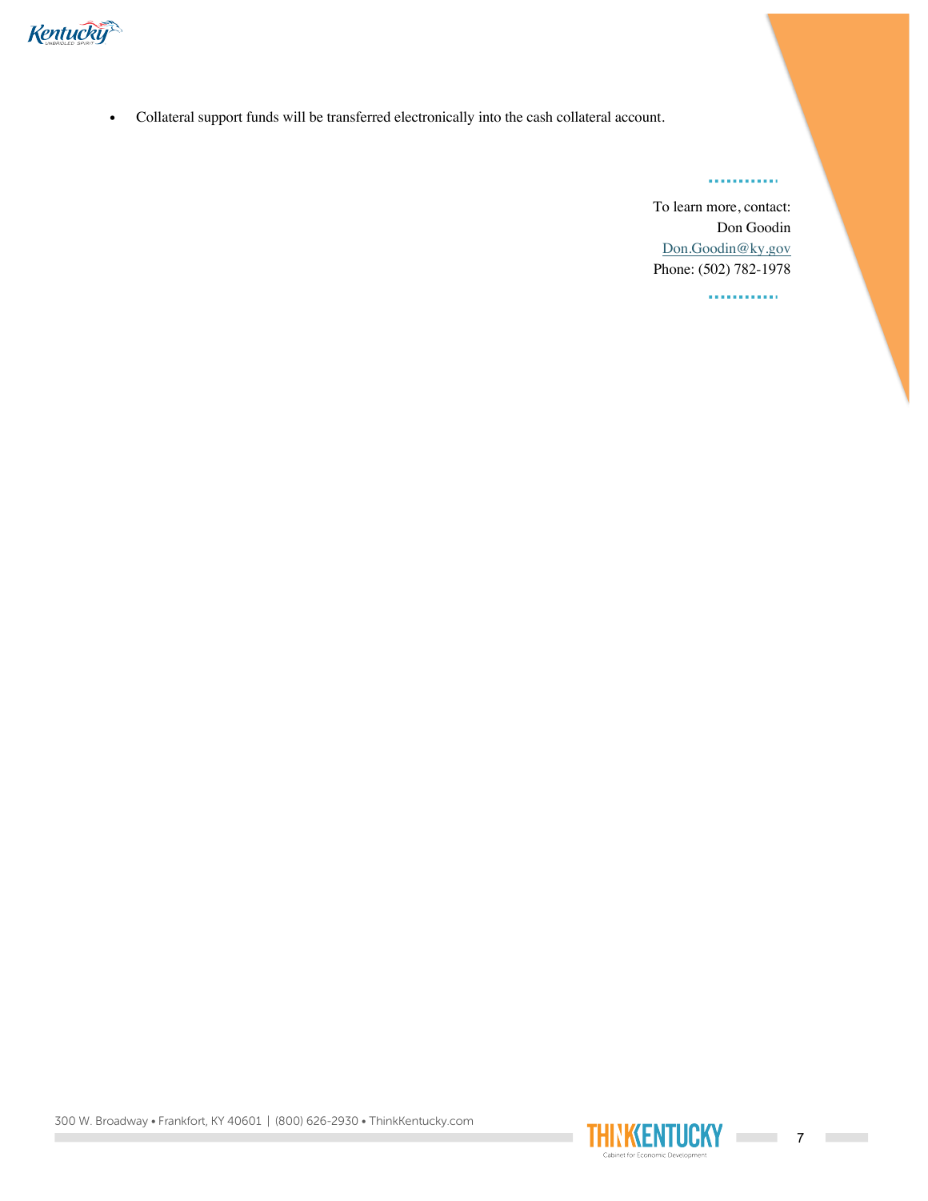- Collateral support funds will be transferred electronically into the cash collateral account.

To learn more, contact:
Don Goodin
Don.Goodin@ky.gov
Phone: (502) 782-1978